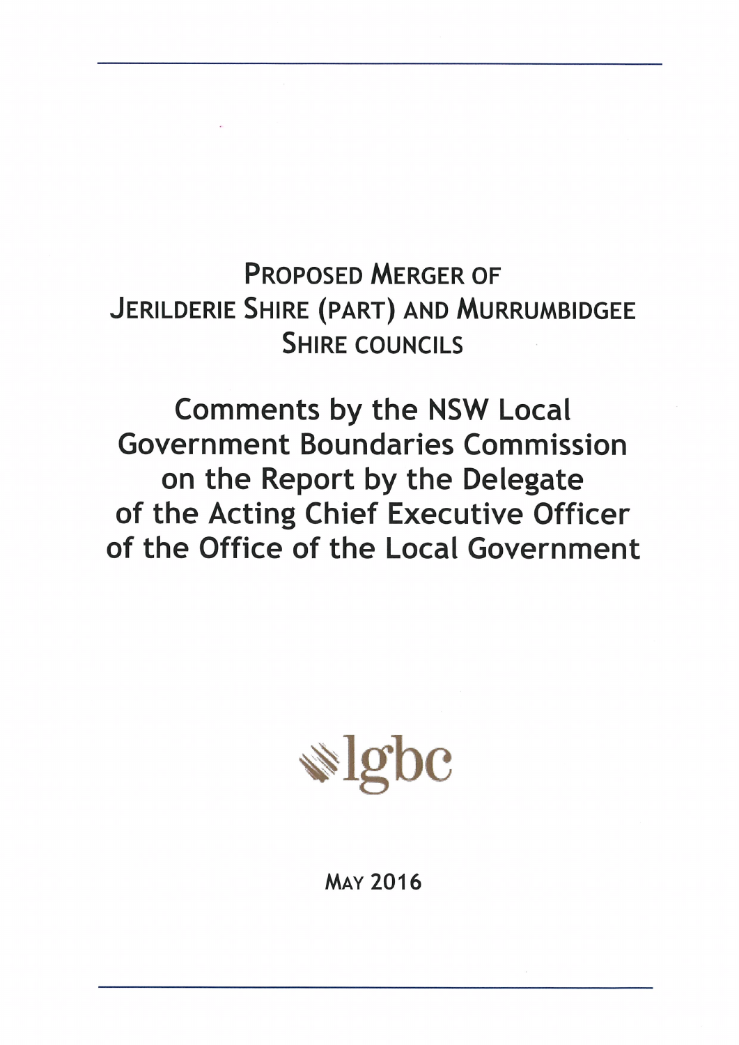# PROPOSED MERGER OF JERILDERIE SHIRE (PART) AND MURRUMBIDGEE SHIRE COUNCILS

## Comments by the NSW Local Government Boundaries Commission on the Report by the Delegate of the Acting Chief Executive Officer of the Office of the Local Government

lgbc

MAY 2016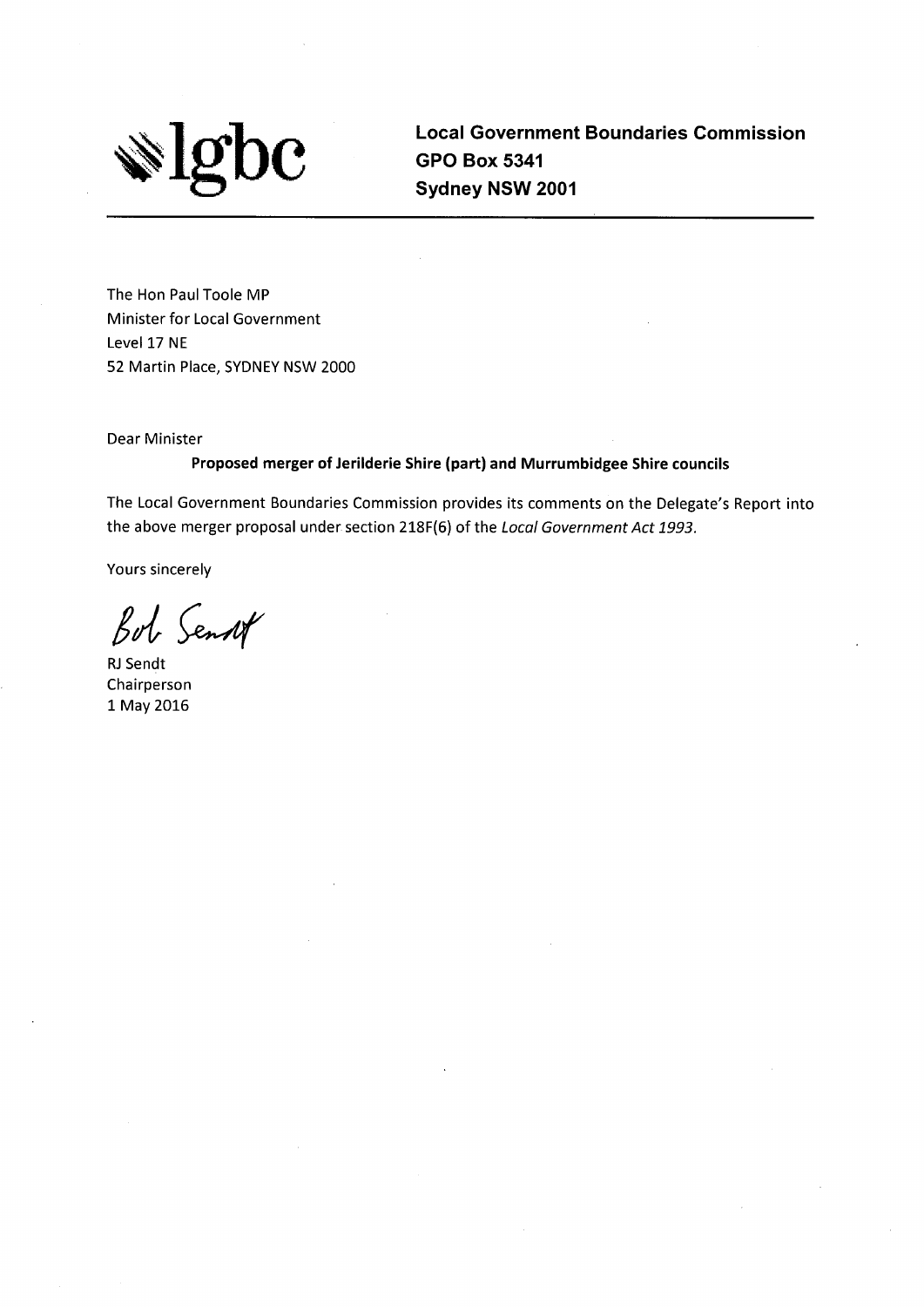lgbc

**Local Government Boundaries Commission**
**GPO Box 5341**
**Sydney NSW 2001**

---

The Hon Paul Toole MP
Minister for Local Government
Level 17 NE
52 Martin Place, SYDNEY NSW 2000

Dear Minister

**Proposed merger of Jerilderie Shire (part) and Murrumbidgee Shire councils**

The Local Government Boundaries Commission provides its comments on the Delegate's Report into the above merger proposal under section 218F(6) of the *Local Government Act 1993*.

Yours sincerely

Bob Sendt

RJ Sendt
Chairperson
1 May 2016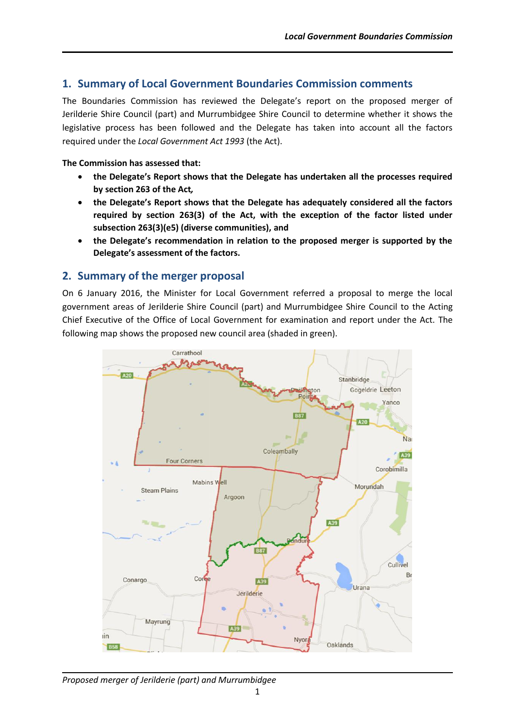## 1. Summary of Local Government Boundaries Commission comments

The Boundaries Commission has reviewed the Delegate's report on the proposed merger of Jerilderie Shire Council (part) and Murrumbidgee Shire Council to determine whether it shows the legislative process has been followed and the Delegate has taken into account all the factors required under the *Local Government Act 1993* (the Act).

**The Commission has assessed that:**

- **the Delegate's Report shows that the Delegate has undertaken all the processes required by section 263 of the Act,**
- **the Delegate's Report shows that the Delegate has adequately considered all the factors required by section 263(3) of the Act, with the exception of the factor listed under subsection 263(3)(e5) (diverse communities), and**
- **the Delegate's recommendation in relation to the proposed merger is supported by the Delegate's assessment of the factors.**

## 2. Summary of the merger proposal

On 6 January 2016, the Minister for Local Government referred a proposal to merge the local government areas of Jerilderie Shire Council (part) and Murrumbidgee Shire Council to the Acting Chief Executive of the Office of Local Government for examination and report under the Act. The following map shows the proposed new council area (shaded in green).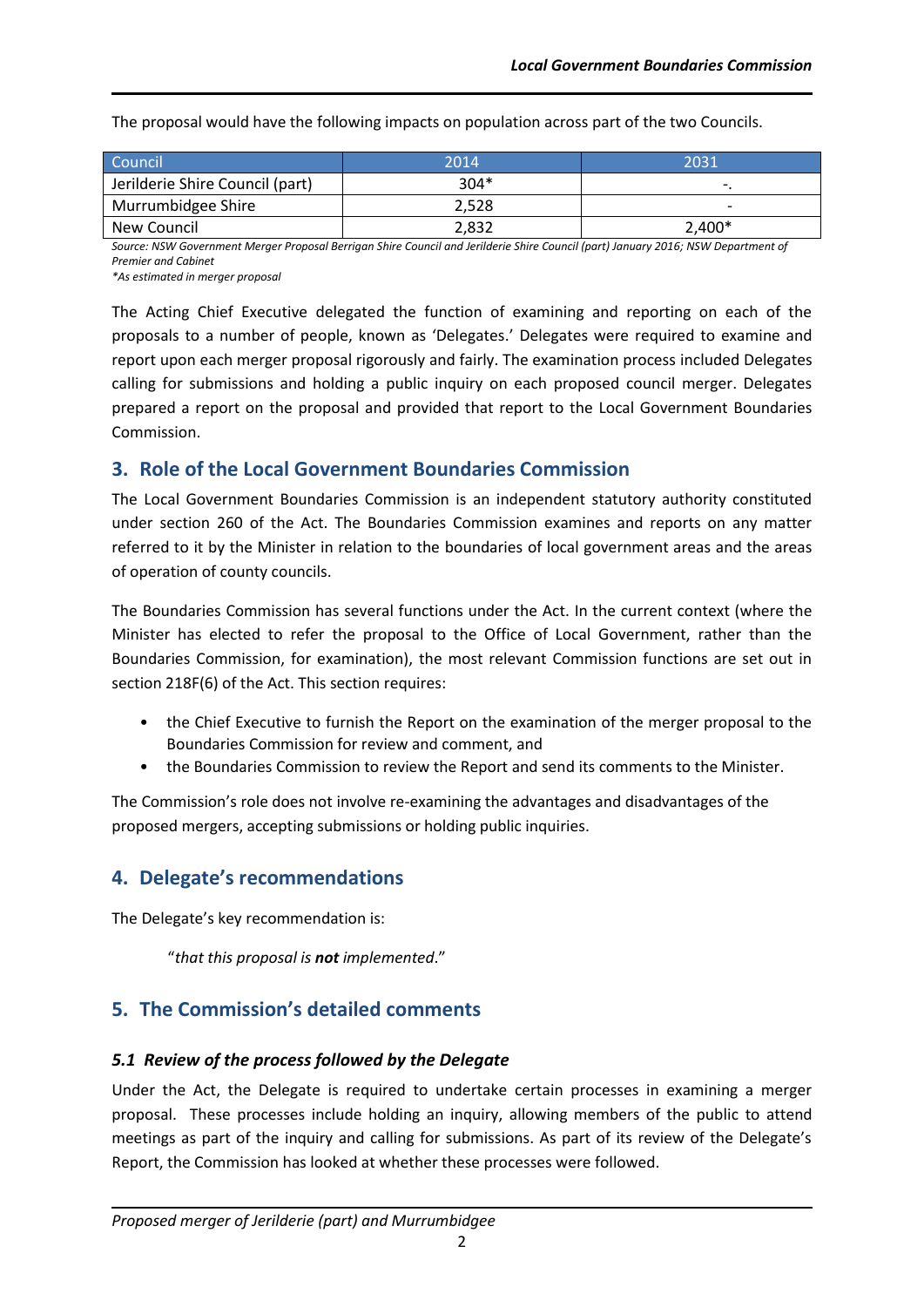The proposal would have the following impacts on population across part of the two Councils.

| Council | 2014 | 2031 |
|---|---|---|
| Jerilderie Shire Council (part) | 304* | -. |
| Murrumbidgee Shire | 2,528 | - |
| New Council | 2,832 | 2,400* |

*Source: NSW Government Merger Proposal Berrigan Shire Council and Jerilderie Shire Council (part) January 2016; NSW Department of Premier and Cabinet*
*\*As estimated in merger proposal*

The Acting Chief Executive delegated the function of examining and reporting on each of the proposals to a number of people, known as 'Delegates.' Delegates were required to examine and report upon each merger proposal rigorously and fairly. The examination process included Delegates calling for submissions and holding a public inquiry on each proposed council merger. Delegates prepared a report on the proposal and provided that report to the Local Government Boundaries Commission.

## 3. Role of the Local Government Boundaries Commission

The Local Government Boundaries Commission is an independent statutory authority constituted under section 260 of the Act. The Boundaries Commission examines and reports on any matter referred to it by the Minister in relation to the boundaries of local government areas and the areas of operation of county councils.

The Boundaries Commission has several functions under the Act. In the current context (where the Minister has elected to refer the proposal to the Office of Local Government, rather than the Boundaries Commission, for examination), the most relevant Commission functions are set out in section 218F(6) of the Act. This section requires:

- the Chief Executive to furnish the Report on the examination of the merger proposal to the Boundaries Commission for review and comment, and
- the Boundaries Commission to review the Report and send its comments to the Minister.

The Commission's role does not involve re-examining the advantages and disadvantages of the proposed mergers, accepting submissions or holding public inquiries.

## 4. Delegate's recommendations

The Delegate's key recommendation is:

> "*that this proposal is **not** implemented*."

## 5. The Commission's detailed comments

### *5.1 Review of the process followed by the Delegate*

Under the Act, the Delegate is required to undertake certain processes in examining a merger proposal. These processes include holding an inquiry, allowing members of the public to attend meetings as part of the inquiry and calling for submissions. As part of its review of the Delegate's Report, the Commission has looked at whether these processes were followed.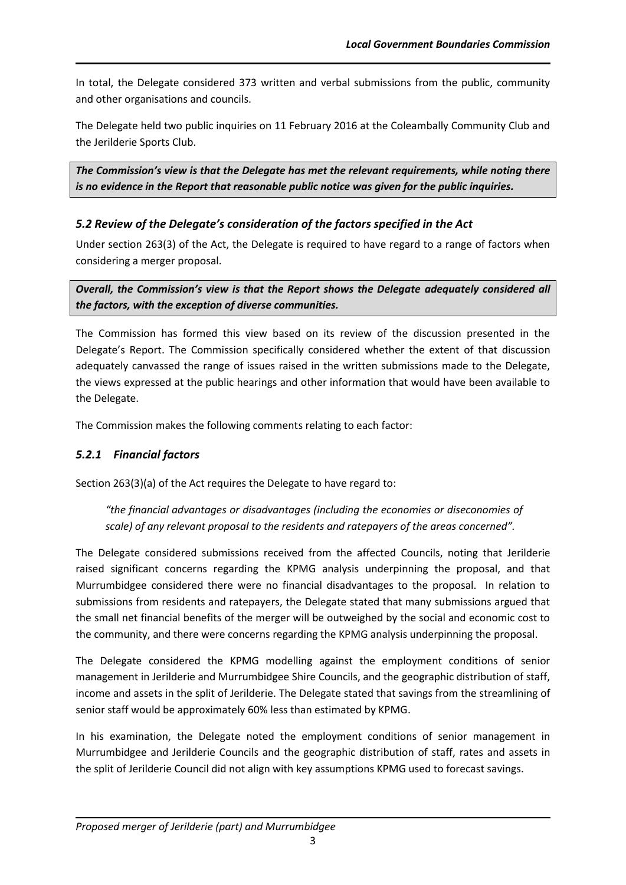In total, the Delegate considered 373 written and verbal submissions from the public, community and other organisations and councils.

The Delegate held two public inquiries on 11 February 2016 at the Coleambally Community Club and the Jerilderie Sports Club.

***The Commission's view is that the Delegate has met the relevant requirements, while noting there is no evidence in the Report that reasonable public notice was given for the public inquiries.***

### *5.2 Review of the Delegate's consideration of the factors specified in the Act*

Under section 263(3) of the Act, the Delegate is required to have regard to a range of factors when considering a merger proposal.

***Overall, the Commission's view is that the Report shows the Delegate adequately considered all the factors, with the exception of diverse communities.***

The Commission has formed this view based on its review of the discussion presented in the Delegate's Report. The Commission specifically considered whether the extent of that discussion adequately canvassed the range of issues raised in the written submissions made to the Delegate, the views expressed at the public hearings and other information that would have been available to the Delegate.

The Commission makes the following comments relating to each factor:

### *5.2.1 Financial factors*

Section 263(3)(a) of the Act requires the Delegate to have regard to:

> *"the financial advantages or disadvantages (including the economies or diseconomies of scale) of any relevant proposal to the residents and ratepayers of the areas concerned".*

The Delegate considered submissions received from the affected Councils, noting that Jerilderie raised significant concerns regarding the KPMG analysis underpinning the proposal, and that Murrumbidgee considered there were no financial disadvantages to the proposal. In relation to submissions from residents and ratepayers, the Delegate stated that many submissions argued that the small net financial benefits of the merger will be outweighed by the social and economic cost to the community, and there were concerns regarding the KPMG analysis underpinning the proposal.

The Delegate considered the KPMG modelling against the employment conditions of senior management in Jerilderie and Murrumbidgee Shire Councils, and the geographic distribution of staff, income and assets in the split of Jerilderie. The Delegate stated that savings from the streamlining of senior staff would be approximately 60% less than estimated by KPMG.

In his examination, the Delegate noted the employment conditions of senior management in Murrumbidgee and Jerilderie Councils and the geographic distribution of staff, rates and assets in the split of Jerilderie Council did not align with key assumptions KPMG used to forecast savings.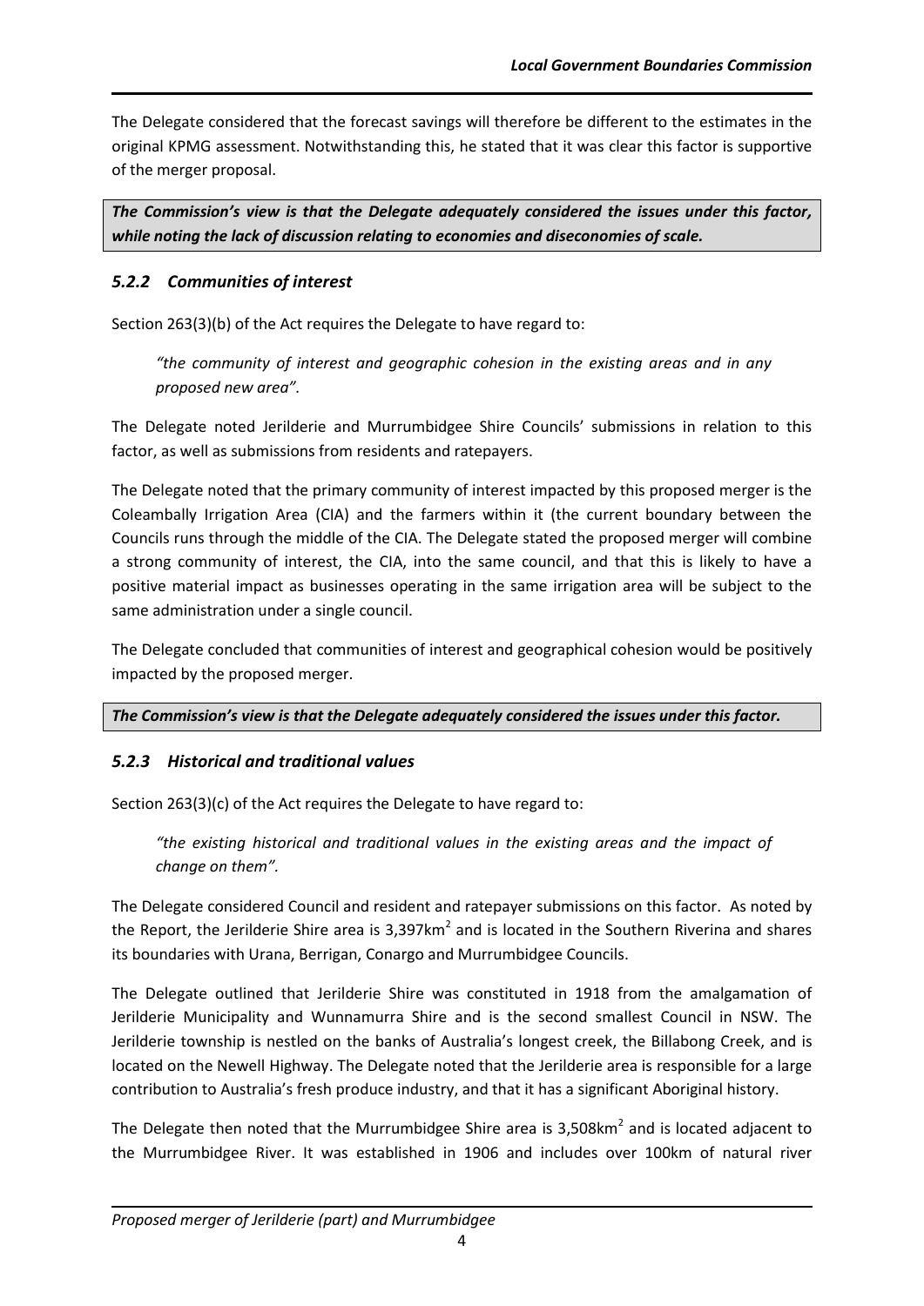The Delegate considered that the forecast savings will therefore be different to the estimates in the original KPMG assessment. Notwithstanding this, he stated that it was clear this factor is supportive of the merger proposal.

***The Commission's view is that the Delegate adequately considered the issues under this factor, while noting the lack of discussion relating to economies and diseconomies of scale.***

### *5.2.2 Communities of interest*

Section 263(3)(b) of the Act requires the Delegate to have regard to:

> *"the community of interest and geographic cohesion in the existing areas and in any proposed new area".*

The Delegate noted Jerilderie and Murrumbidgee Shire Councils' submissions in relation to this factor, as well as submissions from residents and ratepayers.

The Delegate noted that the primary community of interest impacted by this proposed merger is the Coleambally Irrigation Area (CIA) and the farmers within it (the current boundary between the Councils runs through the middle of the CIA. The Delegate stated the proposed merger will combine a strong community of interest, the CIA, into the same council, and that this is likely to have a positive material impact as businesses operating in the same irrigation area will be subject to the same administration under a single council.

The Delegate concluded that communities of interest and geographical cohesion would be positively impacted by the proposed merger.

***The Commission's view is that the Delegate adequately considered the issues under this factor.***

### *5.2.3 Historical and traditional values*

Section 263(3)(c) of the Act requires the Delegate to have regard to:

> *"the existing historical and traditional values in the existing areas and the impact of change on them".*

The Delegate considered Council and resident and ratepayer submissions on this factor. As noted by the Report, the Jerilderie Shire area is 3,397km$^2$ and is located in the Southern Riverina and shares its boundaries with Urana, Berrigan, Conargo and Murrumbidgee Councils.

The Delegate outlined that Jerilderie Shire was constituted in 1918 from the amalgamation of Jerilderie Municipality and Wunnamurra Shire and is the second smallest Council in NSW. The Jerilderie township is nestled on the banks of Australia's longest creek, the Billabong Creek, and is located on the Newell Highway. The Delegate noted that the Jerilderie area is responsible for a large contribution to Australia's fresh produce industry, and that it has a significant Aboriginal history.

The Delegate then noted that the Murrumbidgee Shire area is 3,508km$^2$ and is located adjacent to the Murrumbidgee River. It was established in 1906 and includes over 100km of natural river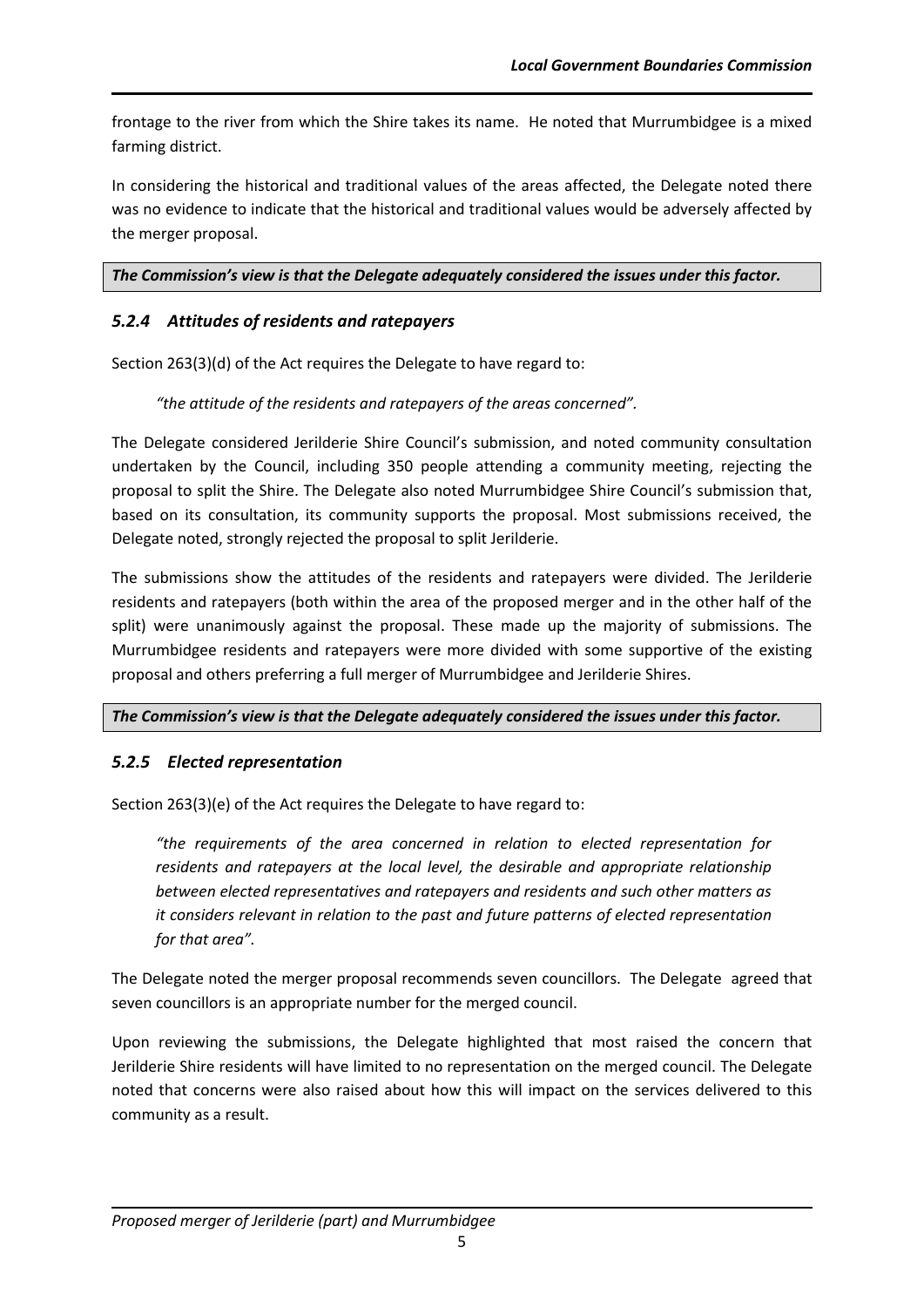frontage to the river from which the Shire takes its name. He noted that Murrumbidgee is a mixed farming district.

In considering the historical and traditional values of the areas affected, the Delegate noted there was no evidence to indicate that the historical and traditional values would be adversely affected by the merger proposal.

***The Commission's view is that the Delegate adequately considered the issues under this factor.***

### *5.2.4 Attitudes of residents and ratepayers*

Section 263(3)(d) of the Act requires the Delegate to have regard to:

> *"the attitude of the residents and ratepayers of the areas concerned".*

The Delegate considered Jerilderie Shire Council's submission, and noted community consultation undertaken by the Council, including 350 people attending a community meeting, rejecting the proposal to split the Shire. The Delegate also noted Murrumbidgee Shire Council's submission that, based on its consultation, its community supports the proposal. Most submissions received, the Delegate noted, strongly rejected the proposal to split Jerilderie.

The submissions show the attitudes of the residents and ratepayers were divided. The Jerilderie residents and ratepayers (both within the area of the proposed merger and in the other half of the split) were unanimously against the proposal. These made up the majority of submissions. The Murrumbidgee residents and ratepayers were more divided with some supportive of the existing proposal and others preferring a full merger of Murrumbidgee and Jerilderie Shires.

***The Commission's view is that the Delegate adequately considered the issues under this factor.***

### *5.2.5 Elected representation*

Section 263(3)(e) of the Act requires the Delegate to have regard to:

> *"the requirements of the area concerned in relation to elected representation for residents and ratepayers at the local level, the desirable and appropriate relationship between elected representatives and ratepayers and residents and such other matters as it considers relevant in relation to the past and future patterns of elected representation for that area".*

The Delegate noted the merger proposal recommends seven councillors. The Delegate agreed that seven councillors is an appropriate number for the merged council.

Upon reviewing the submissions, the Delegate highlighted that most raised the concern that Jerilderie Shire residents will have limited to no representation on the merged council. The Delegate noted that concerns were also raised about how this will impact on the services delivered to this community as a result.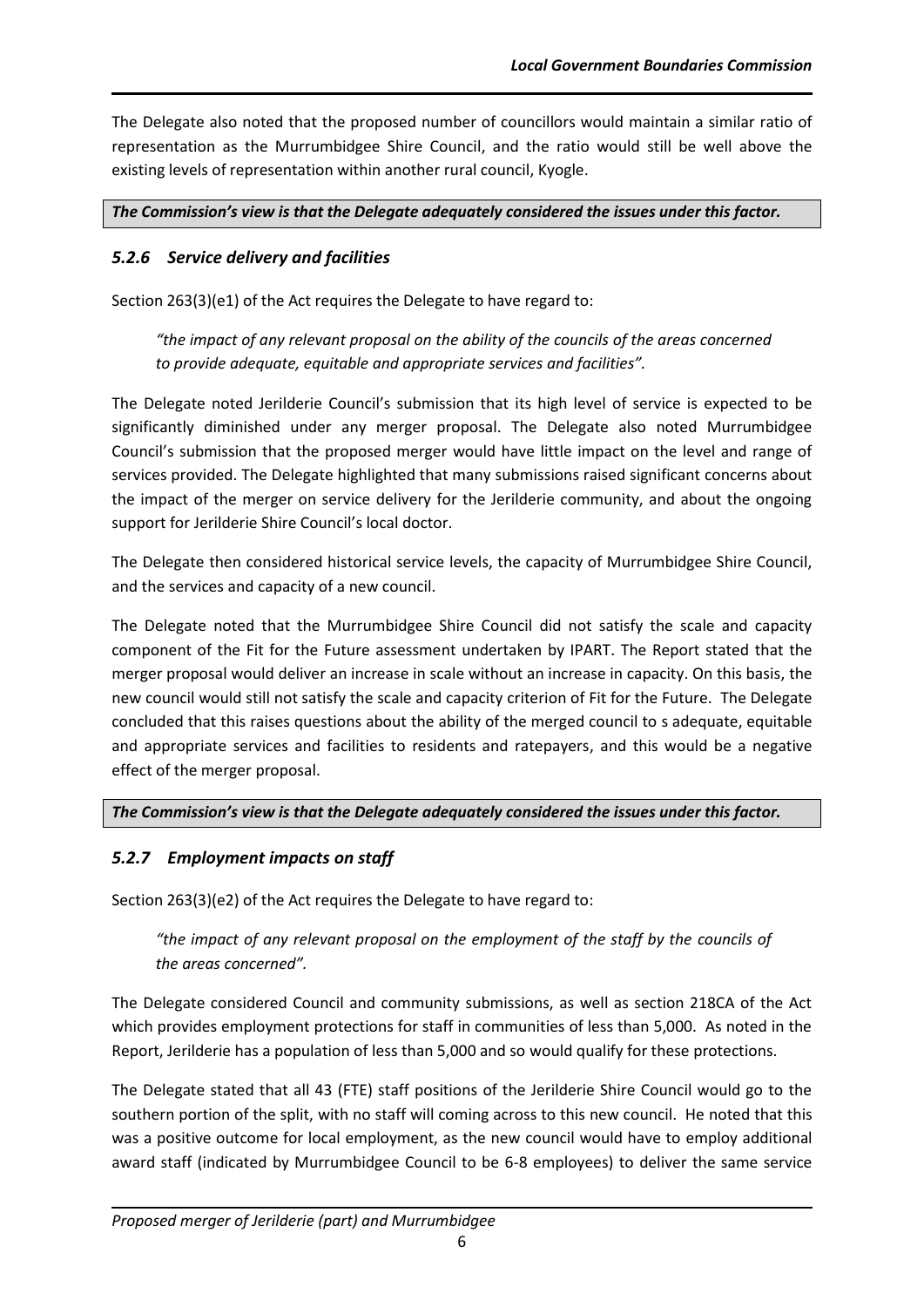The Delegate also noted that the proposed number of councillors would maintain a similar ratio of representation as the Murrumbidgee Shire Council, and the ratio would still be well above the existing levels of representation within another rural council, Kyogle.

***The Commission's view is that the Delegate adequately considered the issues under this factor.***

### *5.2.6 Service delivery and facilities*

Section 263(3)(e1) of the Act requires the Delegate to have regard to:

> *"the impact of any relevant proposal on the ability of the councils of the areas concerned to provide adequate, equitable and appropriate services and facilities".*

The Delegate noted Jerilderie Council's submission that its high level of service is expected to be significantly diminished under any merger proposal. The Delegate also noted Murrumbidgee Council's submission that the proposed merger would have little impact on the level and range of services provided. The Delegate highlighted that many submissions raised significant concerns about the impact of the merger on service delivery for the Jerilderie community, and about the ongoing support for Jerilderie Shire Council's local doctor.

The Delegate then considered historical service levels, the capacity of Murrumbidgee Shire Council, and the services and capacity of a new council.

The Delegate noted that the Murrumbidgee Shire Council did not satisfy the scale and capacity component of the Fit for the Future assessment undertaken by IPART. The Report stated that the merger proposal would deliver an increase in scale without an increase in capacity. On this basis, the new council would still not satisfy the scale and capacity criterion of Fit for the Future. The Delegate concluded that this raises questions about the ability of the merged council to s adequate, equitable and appropriate services and facilities to residents and ratepayers, and this would be a negative effect of the merger proposal.

***The Commission's view is that the Delegate adequately considered the issues under this factor.***

### *5.2.7 Employment impacts on staff*

Section 263(3)(e2) of the Act requires the Delegate to have regard to:

> *"the impact of any relevant proposal on the employment of the staff by the councils of the areas concerned".*

The Delegate considered Council and community submissions, as well as section 218CA of the Act which provides employment protections for staff in communities of less than 5,000. As noted in the Report, Jerilderie has a population of less than 5,000 and so would qualify for these protections.

The Delegate stated that all 43 (FTE) staff positions of the Jerilderie Shire Council would go to the southern portion of the split, with no staff will coming across to this new council. He noted that this was a positive outcome for local employment, as the new council would have to employ additional award staff (indicated by Murrumbidgee Council to be 6-8 employees) to deliver the same service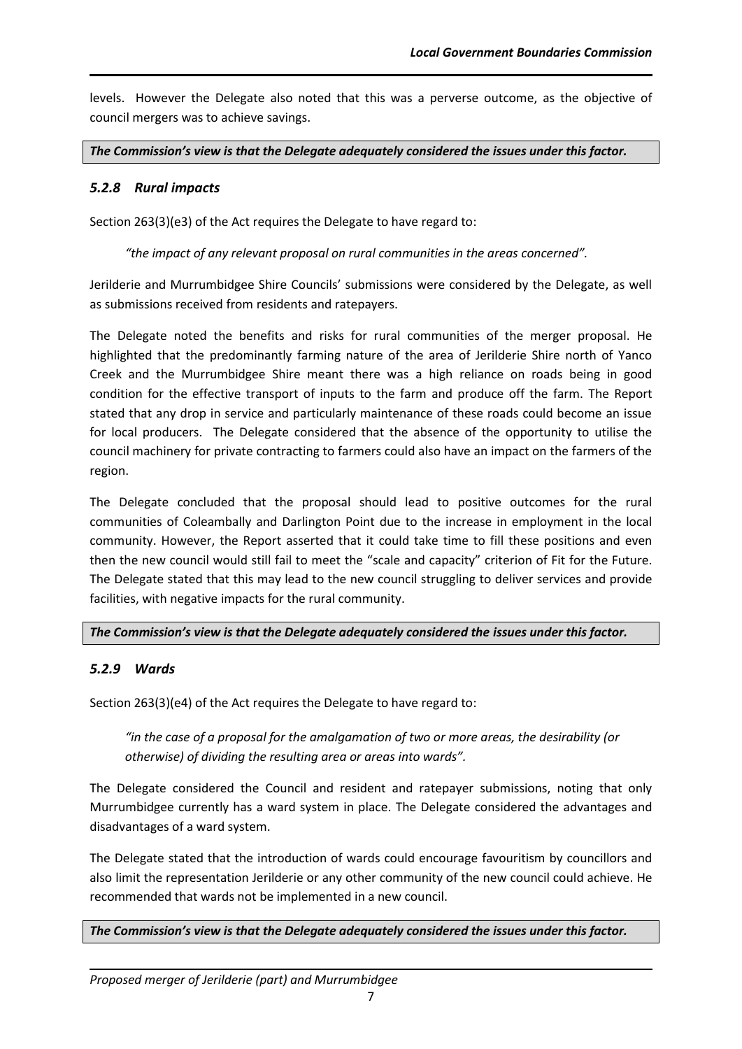levels. However the Delegate also noted that this was a perverse outcome, as the objective of council mergers was to achieve savings.

***The Commission's view is that the Delegate adequately considered the issues under this factor.***

### *5.2.8 Rural impacts*

Section 263(3)(e3) of the Act requires the Delegate to have regard to:

> *"the impact of any relevant proposal on rural communities in the areas concerned".*

Jerilderie and Murrumbidgee Shire Councils' submissions were considered by the Delegate, as well as submissions received from residents and ratepayers.

The Delegate noted the benefits and risks for rural communities of the merger proposal. He highlighted that the predominantly farming nature of the area of Jerilderie Shire north of Yanco Creek and the Murrumbidgee Shire meant there was a high reliance on roads being in good condition for the effective transport of inputs to the farm and produce off the farm. The Report stated that any drop in service and particularly maintenance of these roads could become an issue for local producers. The Delegate considered that the absence of the opportunity to utilise the council machinery for private contracting to farmers could also have an impact on the farmers of the region.

The Delegate concluded that the proposal should lead to positive outcomes for the rural communities of Coleambally and Darlington Point due to the increase in employment in the local community. However, the Report asserted that it could take time to fill these positions and even then the new council would still fail to meet the "scale and capacity" criterion of Fit for the Future. The Delegate stated that this may lead to the new council struggling to deliver services and provide facilities, with negative impacts for the rural community.

***The Commission's view is that the Delegate adequately considered the issues under this factor.***

### *5.2.9 Wards*

Section 263(3)(e4) of the Act requires the Delegate to have regard to:

> *"in the case of a proposal for the amalgamation of two or more areas, the desirability (or otherwise) of dividing the resulting area or areas into wards".*

The Delegate considered the Council and resident and ratepayer submissions, noting that only Murrumbidgee currently has a ward system in place. The Delegate considered the advantages and disadvantages of a ward system.

The Delegate stated that the introduction of wards could encourage favouritism by councillors and also limit the representation Jerilderie or any other community of the new council could achieve. He recommended that wards not be implemented in a new council.

***The Commission's view is that the Delegate adequately considered the issues under this factor.***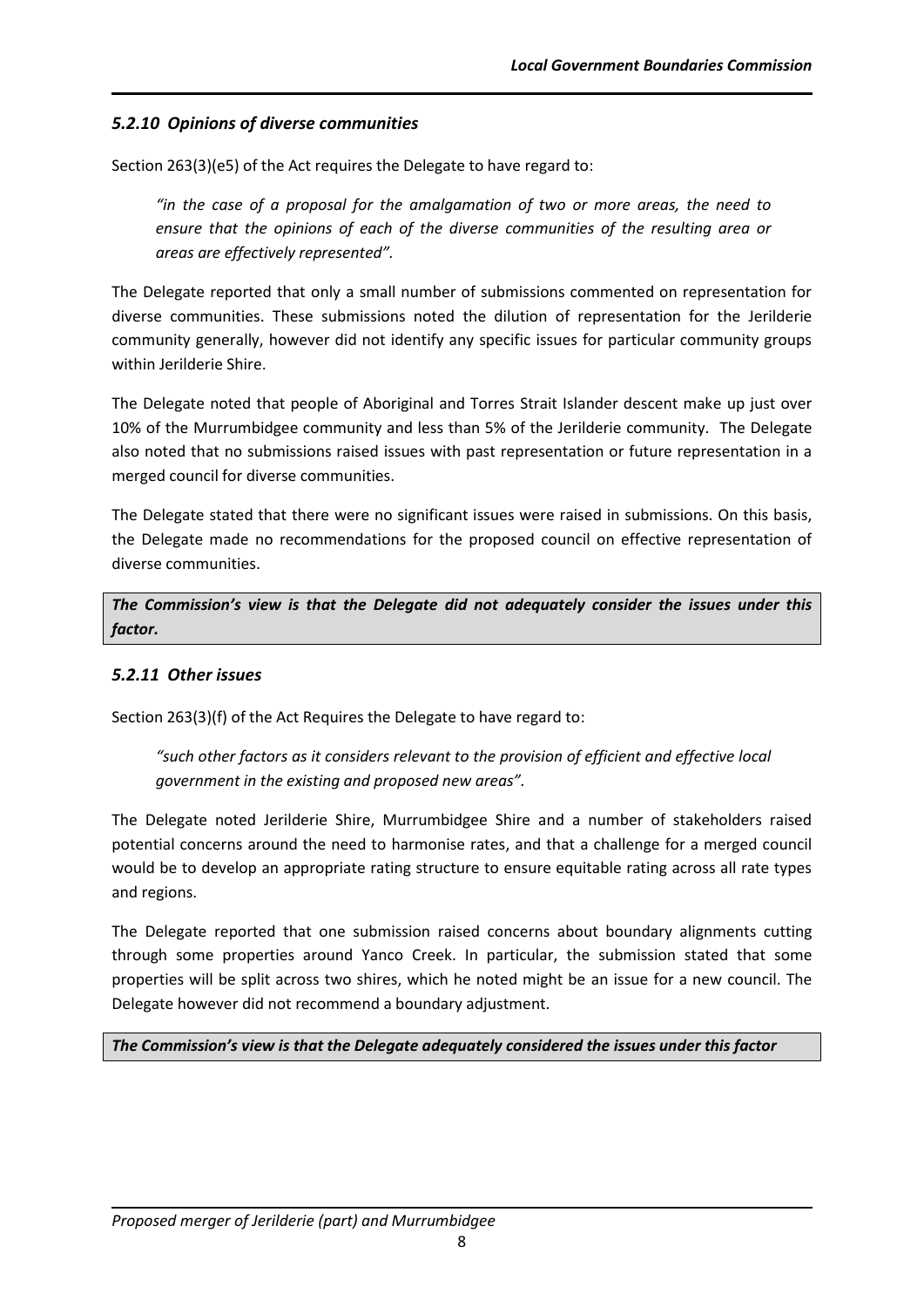### *5.2.10 Opinions of diverse communities*

Section 263(3)(e5) of the Act requires the Delegate to have regard to:

> *"in the case of a proposal for the amalgamation of two or more areas, the need to ensure that the opinions of each of the diverse communities of the resulting area or areas are effectively represented".*

The Delegate reported that only a small number of submissions commented on representation for diverse communities. These submissions noted the dilution of representation for the Jerilderie community generally, however did not identify any specific issues for particular community groups within Jerilderie Shire.

The Delegate noted that people of Aboriginal and Torres Strait Islander descent make up just over 10% of the Murrumbidgee community and less than 5% of the Jerilderie community. The Delegate also noted that no submissions raised issues with past representation or future representation in a merged council for diverse communities.

The Delegate stated that there were no significant issues were raised in submissions. On this basis, the Delegate made no recommendations for the proposed council on effective representation of diverse communities.

***The Commission's view is that the Delegate did not adequately consider the issues under this factor.***

### *5.2.11 Other issues*

Section 263(3)(f) of the Act Requires the Delegate to have regard to:

> *"such other factors as it considers relevant to the provision of efficient and effective local government in the existing and proposed new areas".*

The Delegate noted Jerilderie Shire, Murrumbidgee Shire and a number of stakeholders raised potential concerns around the need to harmonise rates, and that a challenge for a merged council would be to develop an appropriate rating structure to ensure equitable rating across all rate types and regions.

The Delegate reported that one submission raised concerns about boundary alignments cutting through some properties around Yanco Creek. In particular, the submission stated that some properties will be split across two shires, which he noted might be an issue for a new council. The Delegate however did not recommend a boundary adjustment.

***The Commission's view is that the Delegate adequately considered the issues under this factor***